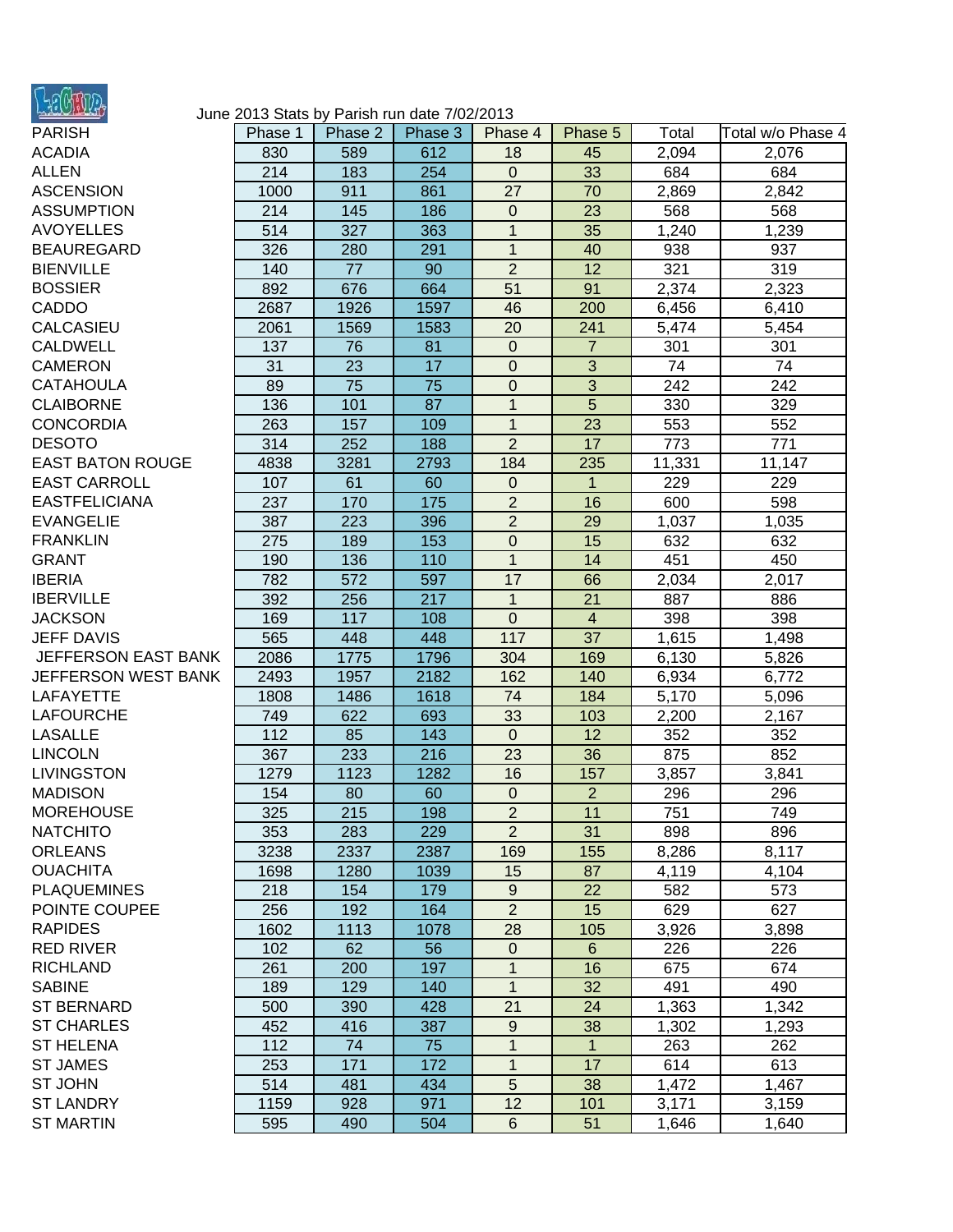June 2013 Stats by Parish run date 7/02/2013

| PARISH | Phase 1 | Phase 2 | Phase 3 | Phase 4 | Phase 5 | Total | Total w/o Phase 4 |
|---|---|---|---|---|---|---|---|
| ACADIA | 830 | 589 | 612 | 18 | 45 | 2,094 | 2,076 |
| ALLEN | 214 | 183 | 254 | 0 | 33 | 684 | 684 |
| ASCENSION | 1000 | 911 | 861 | 27 | 70 | 2,869 | 2,842 |
| ASSUMPTION | 214 | 145 | 186 | 0 | 23 | 568 | 568 |
| AVOYELLES | 514 | 327 | 363 | 1 | 35 | 1,240 | 1,239 |
| BEAUREGARD | 326 | 280 | 291 | 1 | 40 | 938 | 937 |
| BIENVILLE | 140 | 77 | 90 | 2 | 12 | 321 | 319 |
| BOSSIER | 892 | 676 | 664 | 51 | 91 | 2,374 | 2,323 |
| CADDO | 2687 | 1926 | 1597 | 46 | 200 | 6,456 | 6,410 |
| CALCASIEU | 2061 | 1569 | 1583 | 20 | 241 | 5,474 | 5,454 |
| CALDWELL | 137 | 76 | 81 | 0 | 7 | 301 | 301 |
| CAMERON | 31 | 23 | 17 | 0 | 3 | 74 | 74 |
| CATAHOULA | 89 | 75 | 75 | 0 | 3 | 242 | 242 |
| CLAIBORNE | 136 | 101 | 87 | 1 | 5 | 330 | 329 |
| CONCORDIA | 263 | 157 | 109 | 1 | 23 | 553 | 552 |
| DESOTO | 314 | 252 | 188 | 2 | 17 | 773 | 771 |
| EAST BATON ROUGE | 4838 | 3281 | 2793 | 184 | 235 | 11,331 | 11,147 |
| EAST CARROLL | 107 | 61 | 60 | 0 | 1 | 229 | 229 |
| EASTFELICIANA | 237 | 170 | 175 | 2 | 16 | 600 | 598 |
| EVANGELIE | 387 | 223 | 396 | 2 | 29 | 1,037 | 1,035 |
| FRANKLIN | 275 | 189 | 153 | 0 | 15 | 632 | 632 |
| GRANT | 190 | 136 | 110 | 1 | 14 | 451 | 450 |
| IBERIA | 782 | 572 | 597 | 17 | 66 | 2,034 | 2,017 |
| IBERVILLE | 392 | 256 | 217 | 1 | 21 | 887 | 886 |
| JACKSON | 169 | 117 | 108 | 0 | 4 | 398 | 398 |
| JEFF DAVIS | 565 | 448 | 448 | 117 | 37 | 1,615 | 1,498 |
| JEFFERSON EAST BANK | 2086 | 1775 | 1796 | 304 | 169 | 6,130 | 5,826 |
| JEFFERSON WEST BANK | 2493 | 1957 | 2182 | 162 | 140 | 6,934 | 6,772 |
| LAFAYETTE | 1808 | 1486 | 1618 | 74 | 184 | 5,170 | 5,096 |
| LAFOURCHE | 749 | 622 | 693 | 33 | 103 | 2,200 | 2,167 |
| LASALLE | 112 | 85 | 143 | 0 | 12 | 352 | 352 |
| LINCOLN | 367 | 233 | 216 | 23 | 36 | 875 | 852 |
| LIVINGSTON | 1279 | 1123 | 1282 | 16 | 157 | 3,857 | 3,841 |
| MADISON | 154 | 80 | 60 | 0 | 2 | 296 | 296 |
| MOREHOUSE | 325 | 215 | 198 | 2 | 11 | 751 | 749 |
| NATCHITO | 353 | 283 | 229 | 2 | 31 | 898 | 896 |
| ORLEANS | 3238 | 2337 | 2387 | 169 | 155 | 8,286 | 8,117 |
| OUACHITA | 1698 | 1280 | 1039 | 15 | 87 | 4,119 | 4,104 |
| PLAQUEMINES | 218 | 154 | 179 | 9 | 22 | 582 | 573 |
| POINTE COUPEE | 256 | 192 | 164 | 2 | 15 | 629 | 627 |
| RAPIDES | 1602 | 1113 | 1078 | 28 | 105 | 3,926 | 3,898 |
| RED RIVER | 102 | 62 | 56 | 0 | 6 | 226 | 226 |
| RICHLAND | 261 | 200 | 197 | 1 | 16 | 675 | 674 |
| SABINE | 189 | 129 | 140 | 1 | 32 | 491 | 490 |
| ST BERNARD | 500 | 390 | 428 | 21 | 24 | 1,363 | 1,342 |
| ST CHARLES | 452 | 416 | 387 | 9 | 38 | 1,302 | 1,293 |
| ST HELENA | 112 | 74 | 75 | 1 | 1 | 263 | 262 |
| ST JAMES | 253 | 171 | 172 | 1 | 17 | 614 | 613 |
| ST JOHN | 514 | 481 | 434 | 5 | 38 | 1,472 | 1,467 |
| ST LANDRY | 1159 | 928 | 971 | 12 | 101 | 3,171 | 3,159 |
| ST MARTIN | 595 | 490 | 504 | 6 | 51 | 1,646 | 1,640 |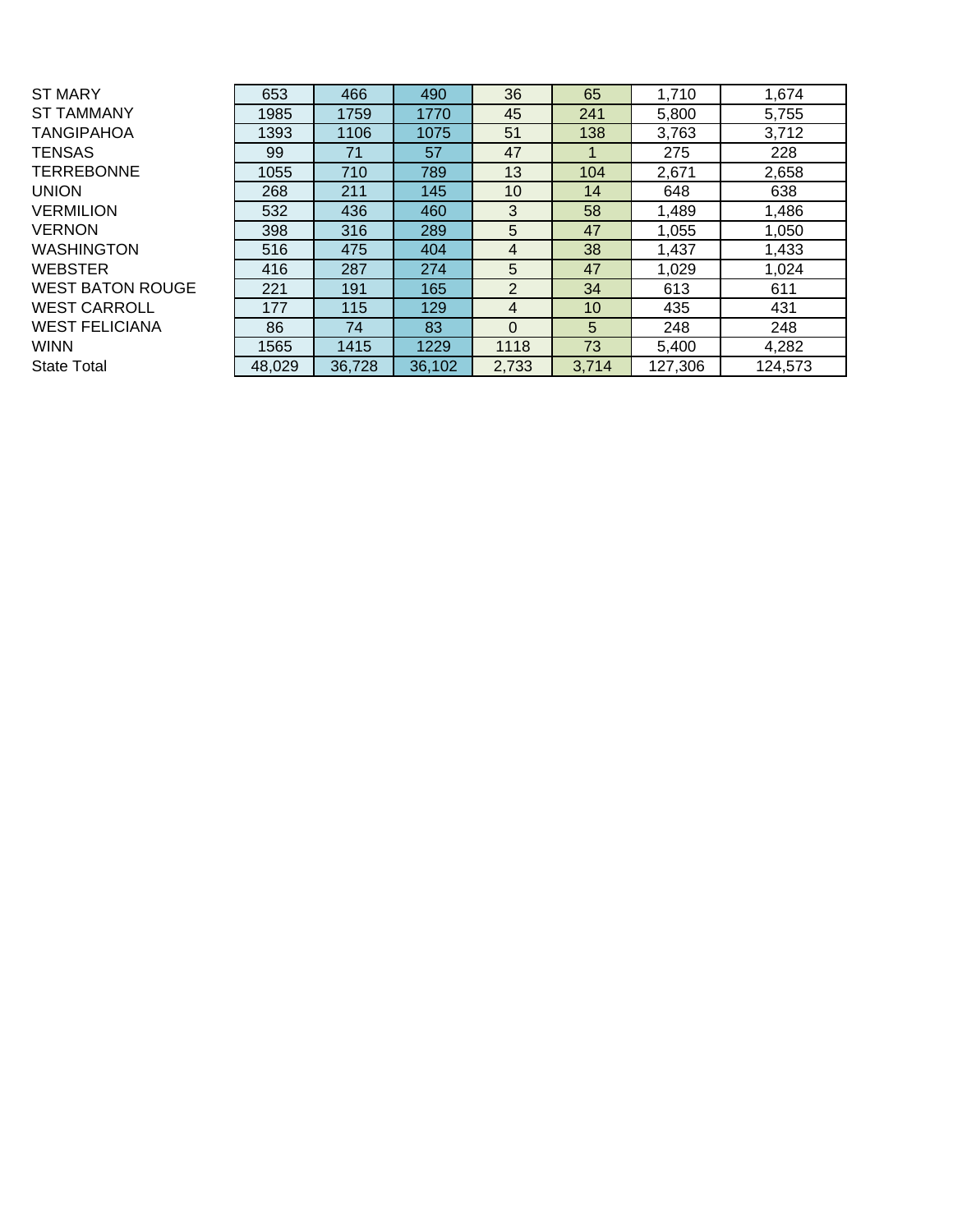| | | | | | | | |
|---|---|---|---|---|---|---|---|
| ST MARY | 653 | 466 | 490 | 36 | 65 | 1,710 | 1,674 |
| ST TAMMANY | 1985 | 1759 | 1770 | 45 | 241 | 5,800 | 5,755 |
| TANGIPAHOA | 1393 | 1106 | 1075 | 51 | 138 | 3,763 | 3,712 |
| TENSAS | 99 | 71 | 57 | 47 | 1 | 275 | 228 |
| TERREBONNE | 1055 | 710 | 789 | 13 | 104 | 2,671 | 2,658 |
| UNION | 268 | 211 | 145 | 10 | 14 | 648 | 638 |
| VERMILION | 532 | 436 | 460 | 3 | 58 | 1,489 | 1,486 |
| VERNON | 398 | 316 | 289 | 5 | 47 | 1,055 | 1,050 |
| WASHINGTON | 516 | 475 | 404 | 4 | 38 | 1,437 | 1,433 |
| WEBSTER | 416 | 287 | 274 | 5 | 47 | 1,029 | 1,024 |
| WEST BATON ROUGE | 221 | 191 | 165 | 2 | 34 | 613 | 611 |
| WEST CARROLL | 177 | 115 | 129 | 4 | 10 | 435 | 431 |
| WEST FELICIANA | 86 | 74 | 83 | 0 | 5 | 248 | 248 |
| WINN | 1565 | 1415 | 1229 | 1118 | 73 | 5,400 | 4,282 |
| State Total | 48,029 | 36,728 | 36,102 | 2,733 | 3,714 | 127,306 | 124,573 |